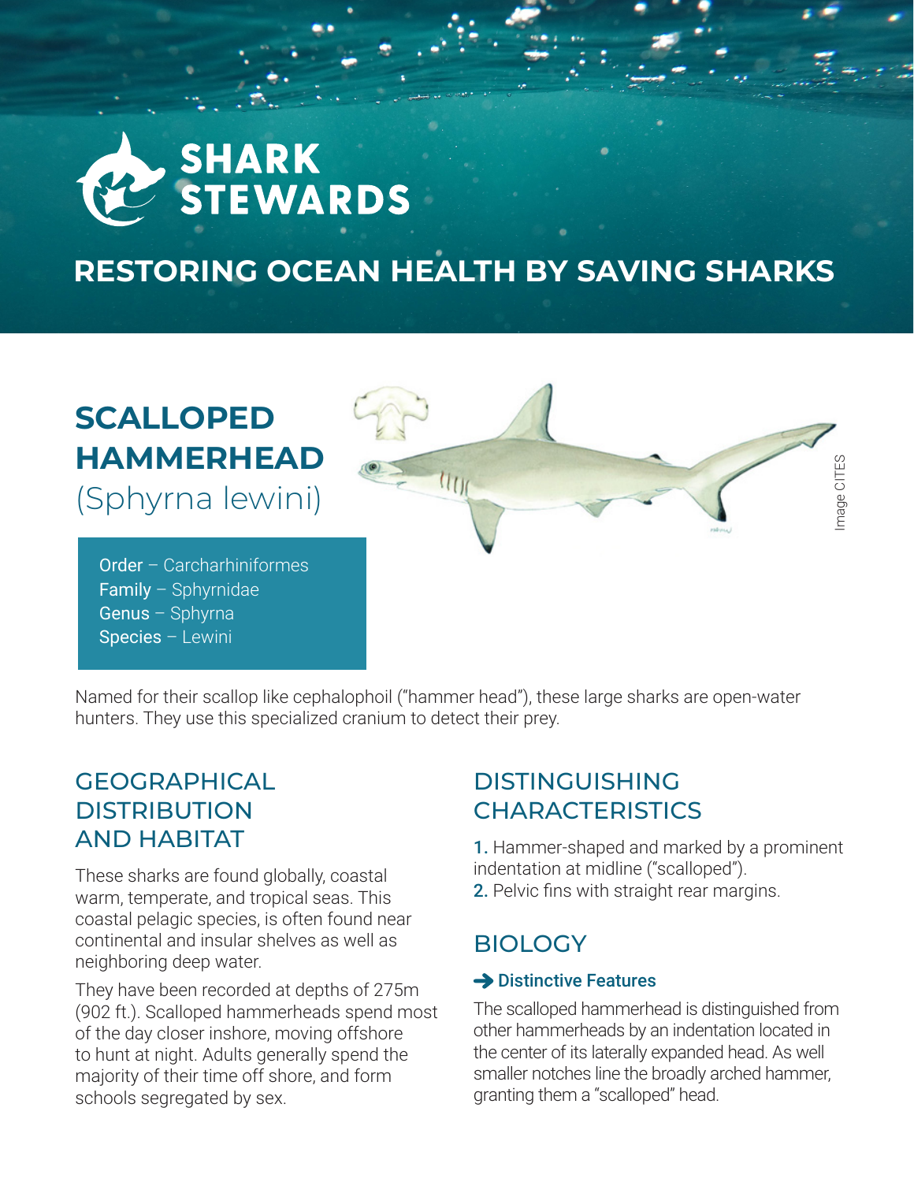# SHARK STEWARDS

## RESTORING OCEAN HEALTH BY SAVING SHARKS

# SCALLOPED HAMMERHEAD
(Sphyrna lewini)

Image CITES

**Order** – Carcharhiniformes
**Family** – Sphyrnidae
**Genus** – Sphyrna
**Species** – Lewini

Named for their scallop like cephalophoil ("hammer head"), these large sharks are open-water hunters. They use this specialized cranium to detect their prey.

## GEOGRAPHICAL DISTRIBUTION AND HABITAT

These sharks are found globally, coastal warm, temperate, and tropical seas. This coastal pelagic species, is often found near continental and insular shelves as well as neighboring deep water.

They have been recorded at depths of 275m (902 ft.). Scalloped hammerheads spend most of the day closer inshore, moving offshore to hunt at night. Adults generally spend the majority of their time off shore, and form schools segregated by sex.

## DISTINGUISHING CHARACTERISTICS

1. Hammer-shaped and marked by a prominent indentation at midline ("scalloped").
2. Pelvic fins with straight rear margins.

## BIOLOGY

### ➔ Distinctive Features

The scalloped hammerhead is distinguished from other hammerheads by an indentation located in the center of its laterally expanded head. As well smaller notches line the broadly arched hammer, granting them a "scalloped" head.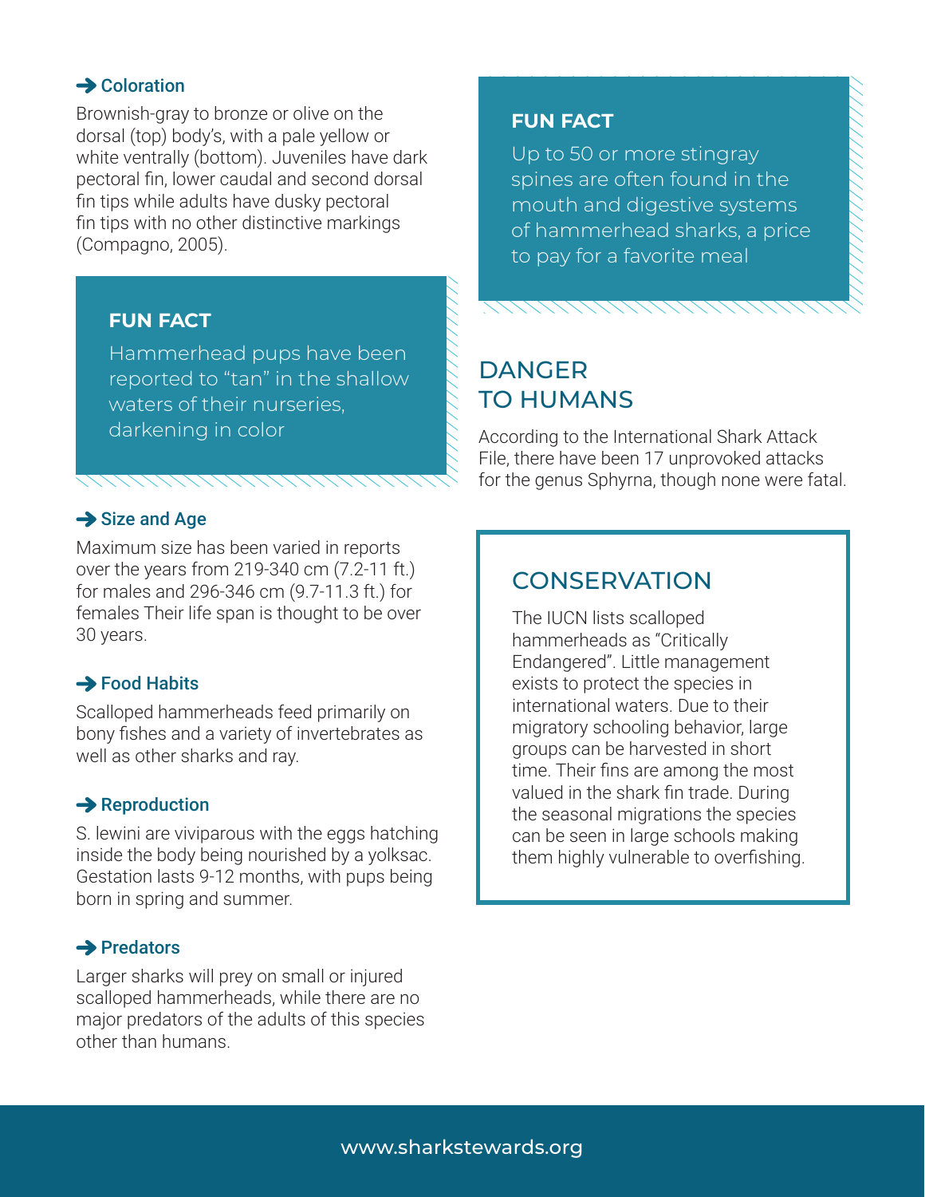### Coloration

Brownish-gray to bronze or olive on the dorsal (top) body's, with a pale yellow or white ventrally (bottom). Juveniles have dark pectoral fin, lower caudal and second dorsal fin tips while adults have dusky pectoral fin tips with no other distinctive markings (Compagno, 2005).

> **FUN FACT**
>
> Hammerhead pups have been reported to "tan" in the shallow waters of their nurseries, darkening in color

### Size and Age

Maximum size has been varied in reports over the years from 219-340 cm (7.2-11 ft.) for males and 296-346 cm (9.7-11.3 ft.) for females Their life span is thought to be over 30 years.

### Food Habits

Scalloped hammerheads feed primarily on bony fishes and a variety of invertebrates as well as other sharks and ray.

### Reproduction

S. lewini are viviparous with the eggs hatching inside the body being nourished by a yolksac. Gestation lasts 9-12 months, with pups being born in spring and summer.

### Predators

Larger sharks will prey on small or injured scalloped hammerheads, while there are no major predators of the adults of this species other than humans.

> **FUN FACT**
>
> Up to 50 or more stingray spines are often found in the mouth and digestive systems of hammerhead sharks, a price to pay for a favorite meal

## DANGER TO HUMANS

According to the International Shark Attack File, there have been 17 unprovoked attacks for the genus Sphyrna, though none were fatal.

## CONSERVATION

The IUCN lists scalloped hammerheads as "Critically Endangered". Little management exists to protect the species in international waters. Due to their migratory schooling behavior, large groups can be harvested in short time. Their fins are among the most valued in the shark fin trade. During the seasonal migrations the species can be seen in large schools making them highly vulnerable to overfishing.